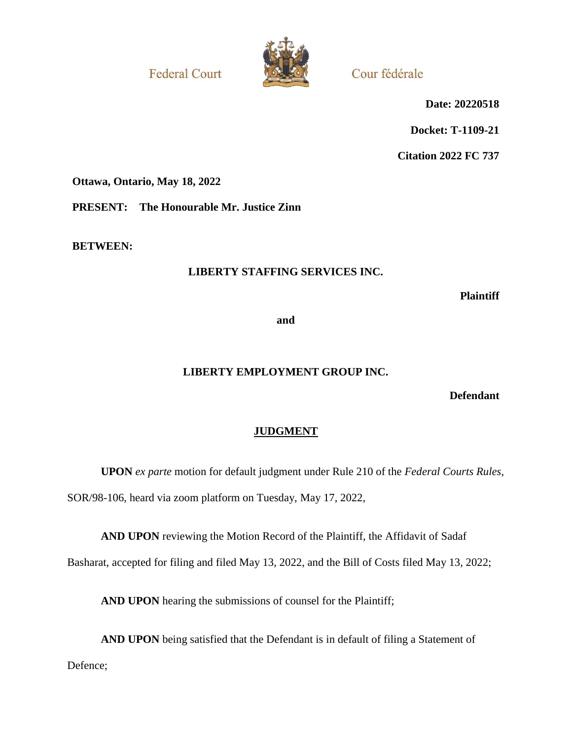Federal Court | Cour fédérale

**Date: 20220518**

**Docket: T-1109-21**

**Citation 2022 FC 737**

**Ottawa, Ontario, May 18, 2022**

**PRESENT: The Honourable Mr. Justice Zinn**

**BETWEEN:**

**LIBERTY STAFFING SERVICES INC.**

**Plaintiff**

**and**

**LIBERTY EMPLOYMENT GROUP INC.**

**Defendant**

## JUDGMENT

**UPON** *ex parte* motion for default judgment under Rule 210 of the *Federal Courts Rules*, SOR/98-106, heard via zoom platform on Tuesday, May 17, 2022,

**AND UPON** reviewing the Motion Record of the Plaintiff, the Affidavit of Sadaf Basharat, accepted for filing and filed May 13, 2022, and the Bill of Costs filed May 13, 2022;

**AND UPON** hearing the submissions of counsel for the Plaintiff;

**AND UPON** being satisfied that the Defendant is in default of filing a Statement of Defence;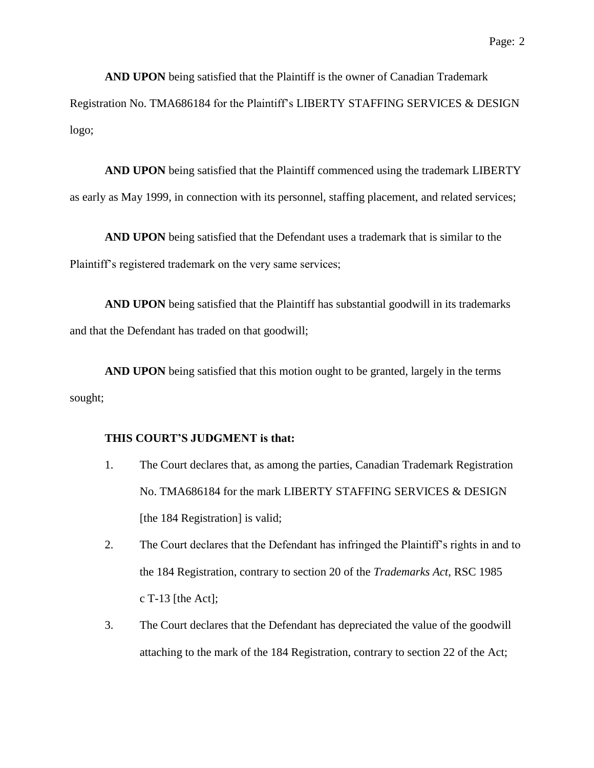**AND UPON** being satisfied that the Plaintiff is the owner of Canadian Trademark Registration No. TMA686184 for the Plaintiff's LIBERTY STAFFING SERVICES & DESIGN logo;

**AND UPON** being satisfied that the Plaintiff commenced using the trademark LIBERTY as early as May 1999, in connection with its personnel, staffing placement, and related services;

**AND UPON** being satisfied that the Defendant uses a trademark that is similar to the Plaintiff's registered trademark on the very same services;

**AND UPON** being satisfied that the Plaintiff has substantial goodwill in its trademarks and that the Defendant has traded on that goodwill;

**AND UPON** being satisfied that this motion ought to be granted, largely in the terms sought;

**THIS COURT'S JUDGMENT is that:**

1. The Court declares that, as among the parties, Canadian Trademark Registration No. TMA686184 for the mark LIBERTY STAFFING SERVICES & DESIGN [the 184 Registration] is valid;
2. The Court declares that the Defendant has infringed the Plaintiff's rights in and to the 184 Registration, contrary to section 20 of the *Trademarks Act*, RSC 1985 c T-13 [the Act];
3. The Court declares that the Defendant has depreciated the value of the goodwill attaching to the mark of the 184 Registration, contrary to section 22 of the Act;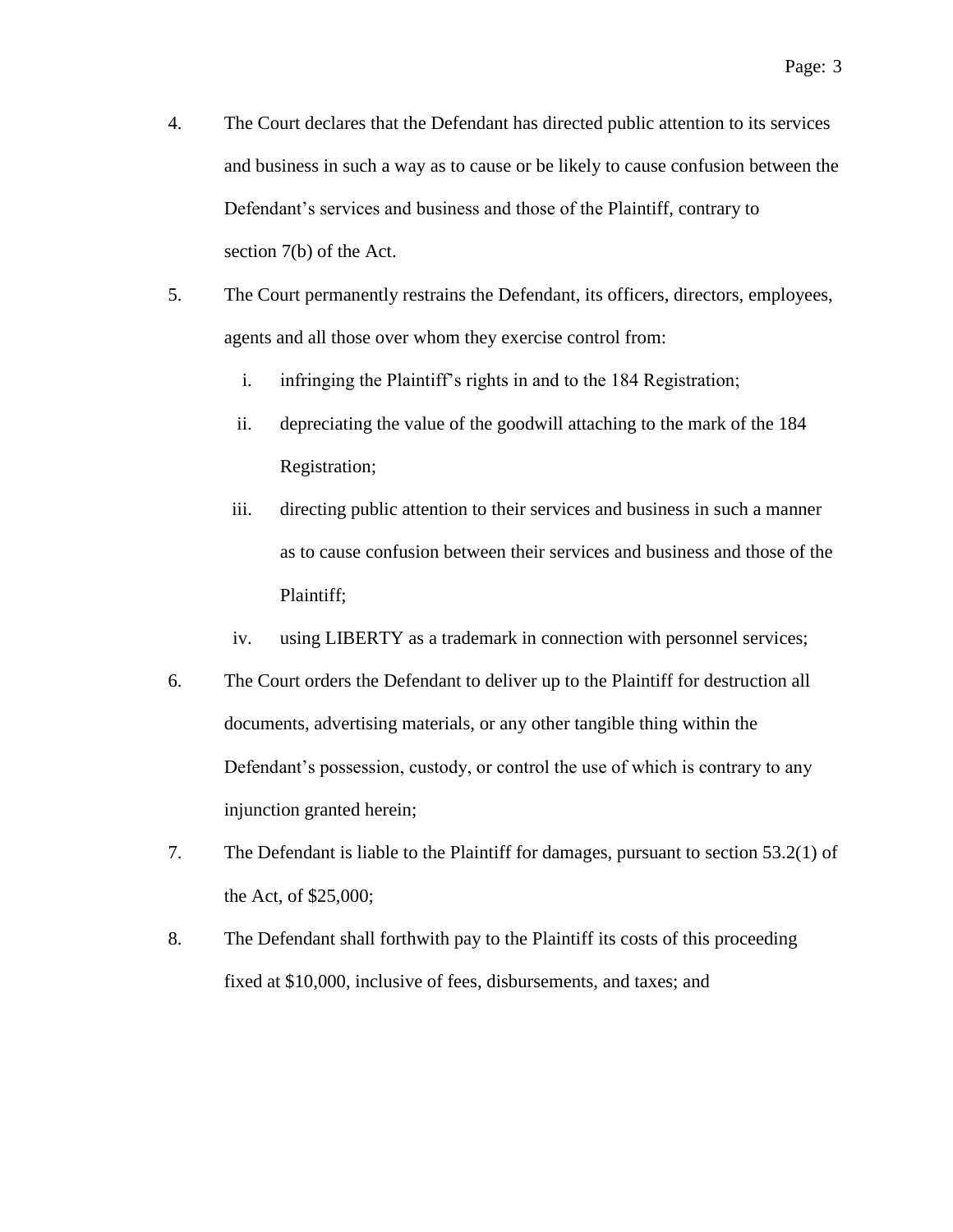4. The Court declares that the Defendant has directed public attention to its services and business in such a way as to cause or be likely to cause confusion between the Defendant's services and business and those of the Plaintiff, contrary to section 7(b) of the Act.

5. The Court permanently restrains the Defendant, its officers, directors, employees, agents and all those over whom they exercise control from:

   i. infringing the Plaintiff's rights in and to the 184 Registration;

   ii. depreciating the value of the goodwill attaching to the mark of the 184 Registration;

   iii. directing public attention to their services and business in such a manner as to cause confusion between their services and business and those of the Plaintiff;

   iv. using LIBERTY as a trademark in connection with personnel services;

6. The Court orders the Defendant to deliver up to the Plaintiff for destruction all documents, advertising materials, or any other tangible thing within the Defendant's possession, custody, or control the use of which is contrary to any injunction granted herein;

7. The Defendant is liable to the Plaintiff for damages, pursuant to section 53.2(1) of the Act, of $25,000;

8. The Defendant shall forthwith pay to the Plaintiff its costs of this proceeding fixed at $10,000, inclusive of fees, disbursements, and taxes; and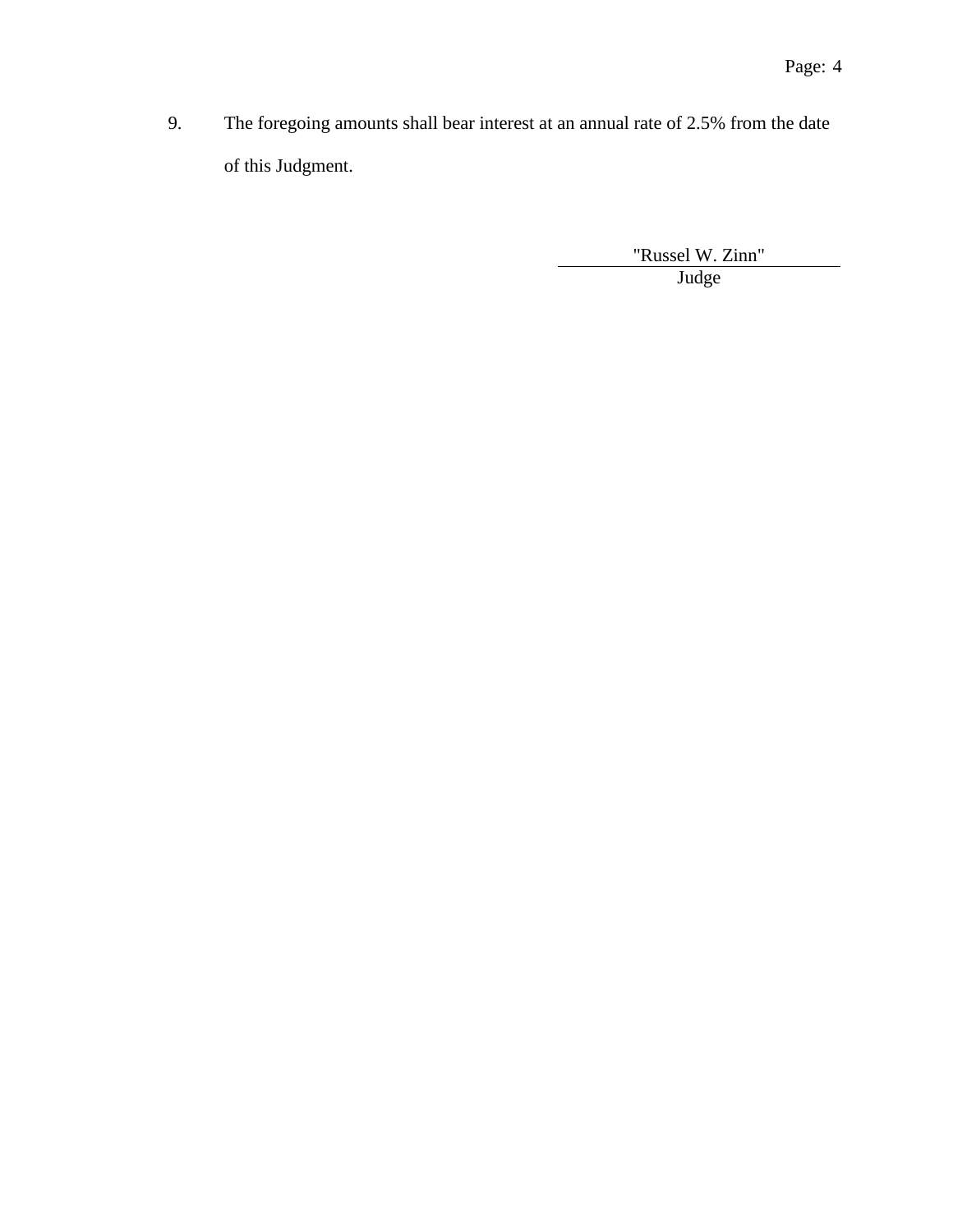9. The foregoing amounts shall bear interest at an annual rate of 2.5% from the date of this Judgment.

"Russel W. Zinn"

Judge